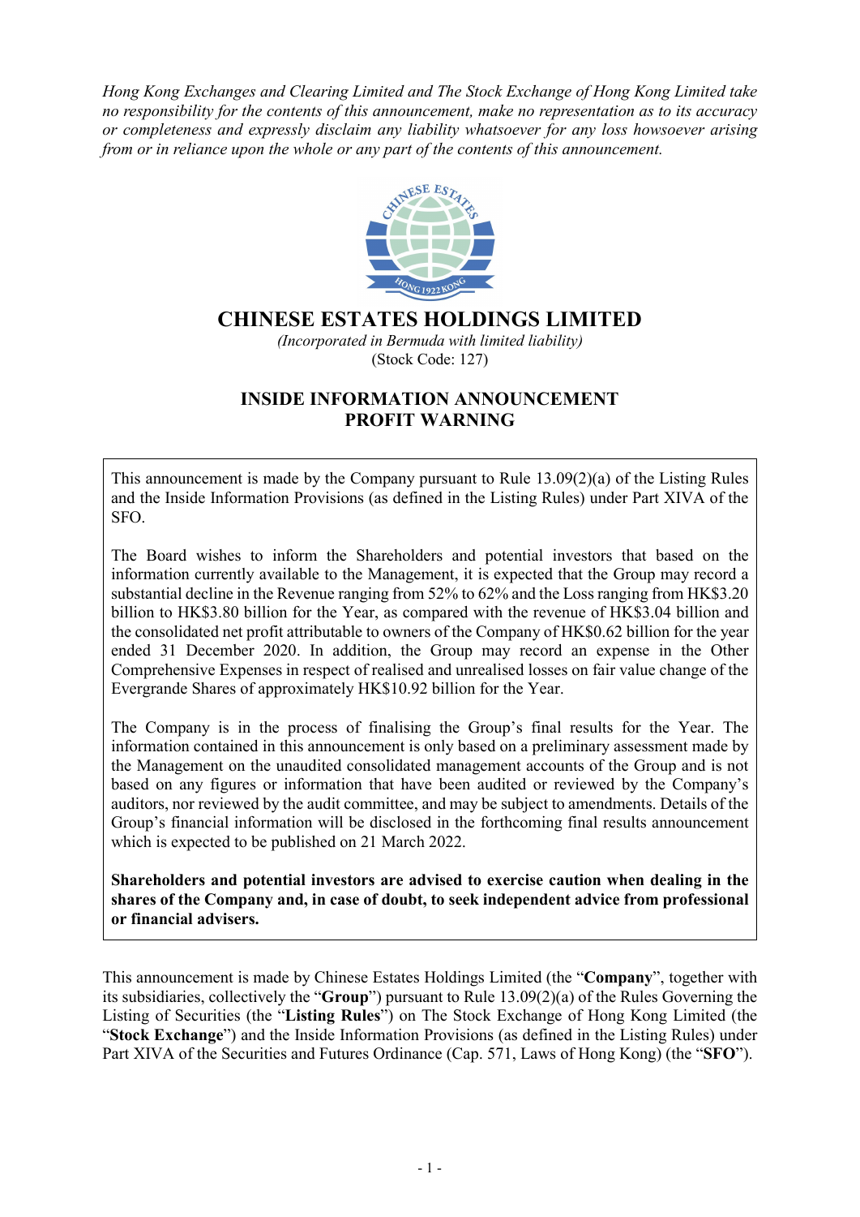*Hong Kong Exchanges and Clearing Limited and The Stock Exchange of Hong Kong Limited take no responsibility for the contents of this announcement, make no representation as to its accuracy or completeness and expressly disclaim any liability whatsoever for any loss howsoever arising from or in reliance upon the whole or any part of the contents of this announcement.*

# CHINESE ESTATES HOLDINGS LIMITED

*(Incorporated in Bermuda with limited liability)*
(Stock Code: 127)

## INSIDE INFORMATION ANNOUNCEMENT
## PROFIT WARNING

This announcement is made by the Company pursuant to Rule 13.09(2)(a) of the Listing Rules and the Inside Information Provisions (as defined in the Listing Rules) under Part XIVA of the SFO.

The Board wishes to inform the Shareholders and potential investors that based on the information currently available to the Management, it is expected that the Group may record a substantial decline in the Revenue ranging from 52% to 62% and the Loss ranging from HK$3.20 billion to HK$3.80 billion for the Year, as compared with the revenue of HK$3.04 billion and the consolidated net profit attributable to owners of the Company of HK$0.62 billion for the year ended 31 December 2020. In addition, the Group may record an expense in the Other Comprehensive Expenses in respect of realised and unrealised losses on fair value change of the Evergrande Shares of approximately HK$10.92 billion for the Year.

The Company is in the process of finalising the Group's final results for the Year. The information contained in this announcement is only based on a preliminary assessment made by the Management on the unaudited consolidated management accounts of the Group and is not based on any figures or information that have been audited or reviewed by the Company's auditors, nor reviewed by the audit committee, and may be subject to amendments. Details of the Group's financial information will be disclosed in the forthcoming final results announcement which is expected to be published on 21 March 2022.

**Shareholders and potential investors are advised to exercise caution when dealing in the shares of the Company and, in case of doubt, to seek independent advice from professional or financial advisers.**

This announcement is made by Chinese Estates Holdings Limited (the "**Company**", together with its subsidiaries, collectively the "**Group**") pursuant to Rule 13.09(2)(a) of the Rules Governing the Listing of Securities (the "**Listing Rules**") on The Stock Exchange of Hong Kong Limited (the "**Stock Exchange**") and the Inside Information Provisions (as defined in the Listing Rules) under Part XIVA of the Securities and Futures Ordinance (Cap. 571, Laws of Hong Kong) (the "**SFO**").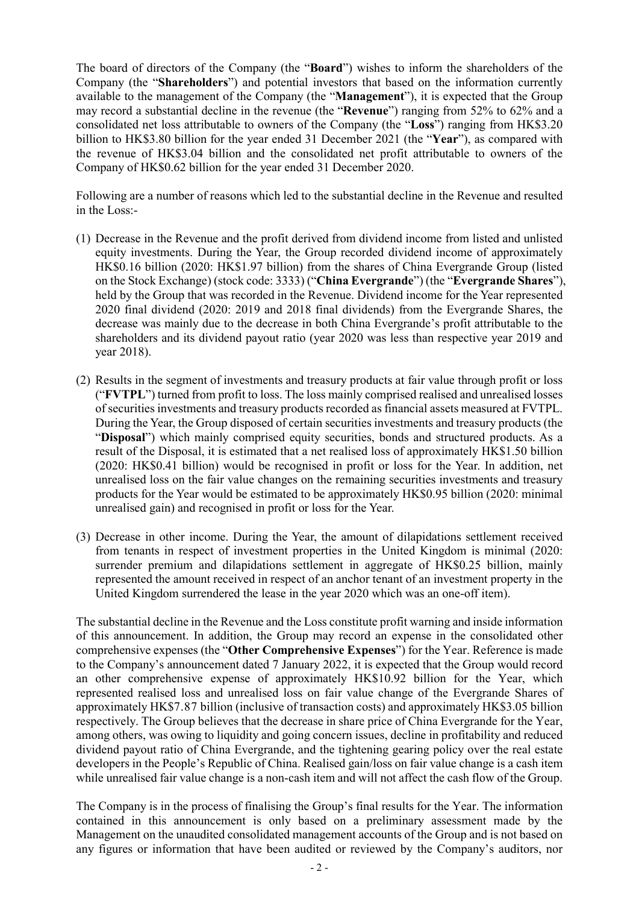The board of directors of the Company (the "**Board**") wishes to inform the shareholders of the Company (the "**Shareholders**") and potential investors that based on the information currently available to the management of the Company (the "**Management**"), it is expected that the Group may record a substantial decline in the revenue (the "**Revenue**") ranging from 52% to 62% and a consolidated net loss attributable to owners of the Company (the "**Loss**") ranging from HK$3.20 billion to HK$3.80 billion for the year ended 31 December 2021 (the "**Year**"), as compared with the revenue of HK$3.04 billion and the consolidated net profit attributable to owners of the Company of HK$0.62 billion for the year ended 31 December 2020.

Following are a number of reasons which led to the substantial decline in the Revenue and resulted in the Loss:-

(1) Decrease in the Revenue and the profit derived from dividend income from listed and unlisted equity investments. During the Year, the Group recorded dividend income of approximately HK$0.16 billion (2020: HK$1.97 billion) from the shares of China Evergrande Group (listed on the Stock Exchange) (stock code: 3333) ("**China Evergrande**") (the "**Evergrande Shares**"), held by the Group that was recorded in the Revenue. Dividend income for the Year represented 2020 final dividend (2020: 2019 and 2018 final dividends) from the Evergrande Shares, the decrease was mainly due to the decrease in both China Evergrande's profit attributable to the shareholders and its dividend payout ratio (year 2020 was less than respective year 2019 and year 2018).

(2) Results in the segment of investments and treasury products at fair value through profit or loss ("**FVTPL**") turned from profit to loss. The loss mainly comprised realised and unrealised losses of securities investments and treasury products recorded as financial assets measured at FVTPL. During the Year, the Group disposed of certain securities investments and treasury products (the "**Disposal**") which mainly comprised equity securities, bonds and structured products. As a result of the Disposal, it is estimated that a net realised loss of approximately HK$1.50 billion (2020: HK$0.41 billion) would be recognised in profit or loss for the Year. In addition, net unrealised loss on the fair value changes on the remaining securities investments and treasury products for the Year would be estimated to be approximately HK$0.95 billion (2020: minimal unrealised gain) and recognised in profit or loss for the Year.

(3) Decrease in other income. During the Year, the amount of dilapidations settlement received from tenants in respect of investment properties in the United Kingdom is minimal (2020: surrender premium and dilapidations settlement in aggregate of HK$0.25 billion, mainly represented the amount received in respect of an anchor tenant of an investment property in the United Kingdom surrendered the lease in the year 2020 which was an one-off item).

The substantial decline in the Revenue and the Loss constitute profit warning and inside information of this announcement. In addition, the Group may record an expense in the consolidated other comprehensive expenses (the "**Other Comprehensive Expenses**") for the Year. Reference is made to the Company's announcement dated 7 January 2022, it is expected that the Group would record an other comprehensive expense of approximately HK$10.92 billion for the Year, which represented realised loss and unrealised loss on fair value change of the Evergrande Shares of approximately HK$7.87 billion (inclusive of transaction costs) and approximately HK$3.05 billion respectively. The Group believes that the decrease in share price of China Evergrande for the Year, among others, was owing to liquidity and going concern issues, decline in profitability and reduced dividend payout ratio of China Evergrande, and the tightening gearing policy over the real estate developers in the People's Republic of China. Realised gain/loss on fair value change is a cash item while unrealised fair value change is a non-cash item and will not affect the cash flow of the Group.

The Company is in the process of finalising the Group's final results for the Year. The information contained in this announcement is only based on a preliminary assessment made by the Management on the unaudited consolidated management accounts of the Group and is not based on any figures or information that have been audited or reviewed by the Company's auditors, nor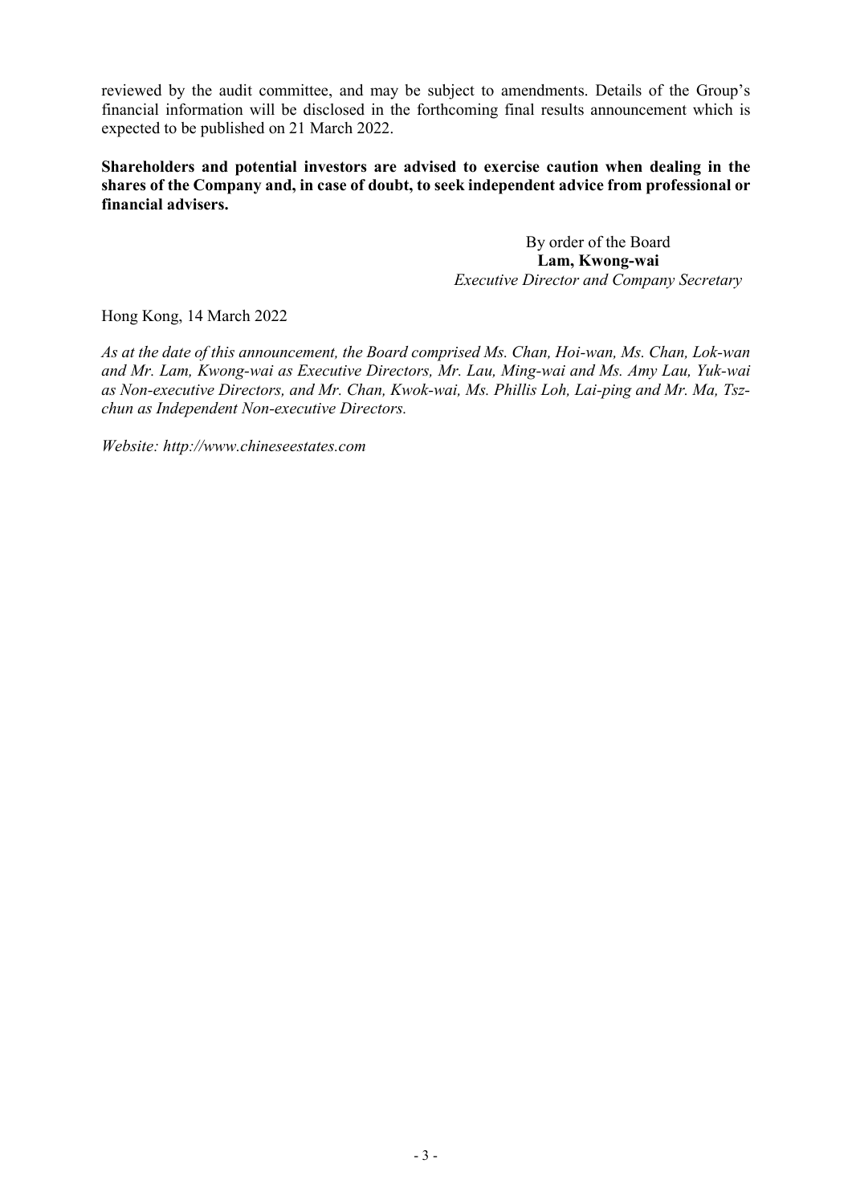reviewed by the audit committee, and may be subject to amendments. Details of the Group's financial information will be disclosed in the forthcoming final results announcement which is expected to be published on 21 March 2022.

**Shareholders and potential investors are advised to exercise caution when dealing in the shares of the Company and, in case of doubt, to seek independent advice from professional or financial advisers.**

By order of the Board
**Lam, Kwong-wai**
*Executive Director and Company Secretary*

Hong Kong, 14 March 2022

*As at the date of this announcement, the Board comprised Ms. Chan, Hoi-wan, Ms. Chan, Lok-wan and Mr. Lam, Kwong-wai as Executive Directors, Mr. Lau, Ming-wai and Ms. Amy Lau, Yuk-wai as Non-executive Directors, and Mr. Chan, Kwok-wai, Ms. Phillis Loh, Lai-ping and Mr. Ma, Tsz-chun as Independent Non-executive Directors.*

*Website: http://www.chineseestates.com*